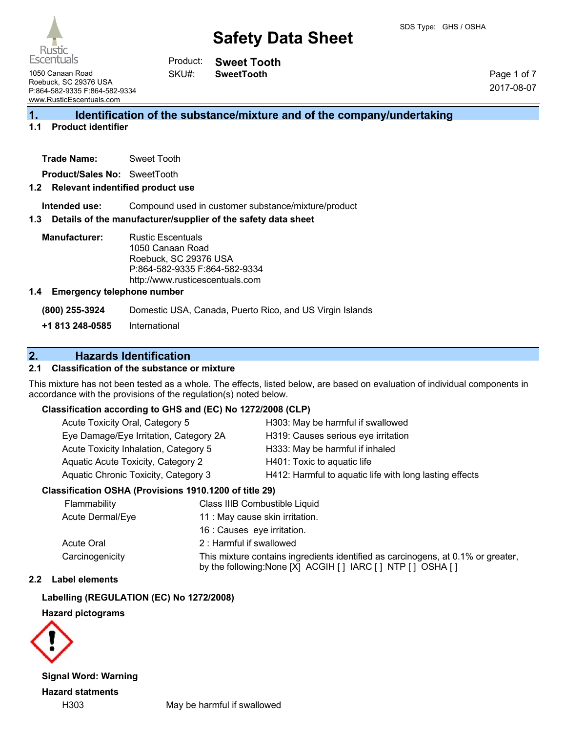Rustic Escentuals
1050 Canaan Road
Roebuck, SC 29376 USA
P:864-582-9335 F:864-582-9334
www.RusticEscentuals.com

SDS Type: GHS / OSHA

# Safety Data Sheet

Product: **Sweet Tooth**
SKU#: **SweetTooth**

2017-08-07

## 1. Identification of the substance/mixture and of the company/undertaking

### 1.1 Product identifier

**Trade Name:** Sweet Tooth

**Product/Sales No:** SweetTooth

### 1.2 Relevant identified product use

**Intended use:** Compound used in customer substance/mixture/product

### 1.3 Details of the manufacturer/supplier of the safety data sheet

**Manufacturer:** Rustic Escentuals
1050 Canaan Road
Roebuck, SC 29376 USA
P:864-582-9335 F:864-582-9334
http://www.rusticescentuals.com

### 1.4 Emergency telephone number

**(800) 255-3924** Domestic USA, Canada, Puerto Rico, and US Virgin Islands

**+1 813 248-0585** International

## 2. Hazards Identification

### 2.1 Classification of the substance or mixture

This mixture has not been tested as a whole. The effects, listed below, are based on evaluation of individual components in accordance with the provisions of the regulation(s) noted below.

**Classification according to GHS and (EC) No 1272/2008 (CLP)**

| | |
|---|---|
| Acute Toxicity Oral, Category 5 | H303: May be harmful if swallowed |
| Eye Damage/Eye Irritation, Category 2A | H319: Causes serious eye irritation |
| Acute Toxicity Inhalation, Category 5 | H333: May be harmful if inhaled |
| Aquatic Acute Toxicity, Category 2 | H401: Toxic to aquatic life |
| Aquatic Chronic Toxicity, Category 3 | H412: Harmful to aquatic life with long lasting effects |

**Classification OSHA (Provisions 1910.1200 of title 29)**

| | |
|---|---|
| Flammability | Class IIIB Combustible Liquid |
| Acute Dermal/Eye | 11 : May cause skin irritation. |
| | 16 : Causes eye irritation. |
| Acute Oral | 2 : Harmful if swallowed |
| Carcinogenicity | This mixture contains ingredients identified as carcinogens, at 0.1% or greater, by the following:None [X] ACGIH [ ] IARC [ ] NTP [ ] OSHA [ ] |

### 2.2 Label elements

**Labelling (REGULATION (EC) No 1272/2008)**

**Hazard pictograms**

**Signal Word: Warning**

**Hazard statments**

H303 May be harmful if swallowed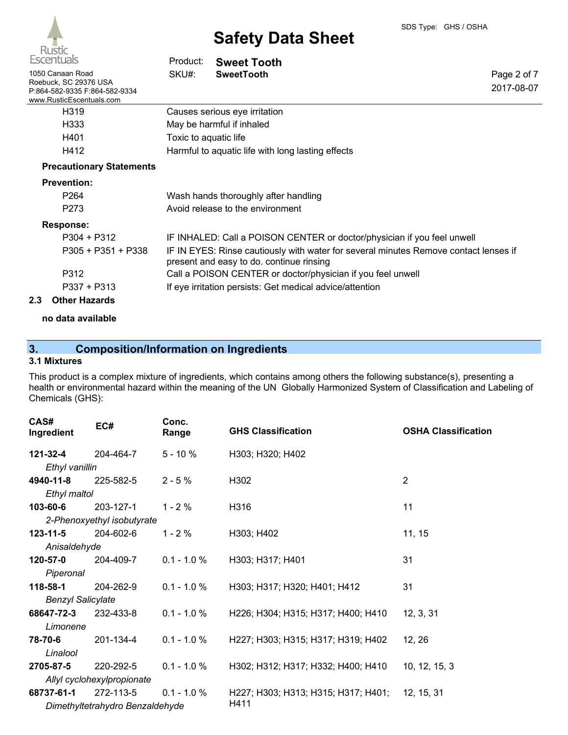| | |
|---|---|
| H319 | Causes serious eye irritation |
| H333 | May be harmful if inhaled |
| H401 | Toxic to aquatic life |
| H412 | Harmful to aquatic life with long lasting effects |

**Precautionary Statements**

**Prevention:**

| | |
|---|---|
| P264 | Wash hands thoroughly after handling |
| P273 | Avoid release to the environment |

**Response:**

| | |
|---|---|
| P304 + P312 | IF INHALED: Call a POISON CENTER or doctor/physician if you feel unwell |
| P305 + P351 + P338 | IF IN EYES: Rinse cautiously with water for several minutes Remove contact lenses if present and easy to do. continue rinsing |
| P312 | Call a POISON CENTER or doctor/physician if you feel unwell |
| P337 + P313 | If eye irritation persists: Get medical advice/attention |

### 2.3 Other Hazards

**no data available**

## 3. Composition/Information on Ingredients

### 3.1 Mixtures

This product is a complex mixture of ingredients, which contains among others the following substance(s), presenting a health or environmental hazard within the meaning of the UN Globally Harmonized System of Classification and Labeling of Chemicals (GHS):

| CAS# Ingredient | EC# | Conc. Range | GHS Classification | OSHA Classification |
|---|---|---|---|---|
| **121-32-4** *Ethyl vanillin* | 204-464-7 | 5 - 10 % | H303; H320; H402 | |
| **4940-11-8** *Ethyl maltol* | 225-582-5 | 2 - 5 % | H302 | 2 |
| **103-60-6** *2-Phenoxyethyl isobutyrate* | 203-127-1 | 1 - 2 % | H316 | 11 |
| **123-11-5** *Anisaldehyde* | 204-602-6 | 1 - 2 % | H303; H402 | 11, 15 |
| **120-57-0** *Piperonal* | 204-409-7 | 0.1 - 1.0 % | H303; H317; H401 | 31 |
| **118-58-1** *Benzyl Salicylate* | 204-262-9 | 0.1 - 1.0 % | H303; H317; H320; H401; H412 | 31 |
| **68647-72-3** *Limonene* | 232-433-8 | 0.1 - 1.0 % | H226; H304; H315; H317; H400; H410 | 12, 3, 31 |
| **78-70-6** *Linalool* | 201-134-4 | 0.1 - 1.0 % | H227; H303; H315; H317; H319; H402 | 12, 26 |
| **2705-87-5** *Allyl cyclohexylpropionate* | 220-292-5 | 0.1 - 1.0 % | H302; H312; H317; H332; H400; H410 | 10, 12, 15, 3 |
| **68737-61-1** *Dimethyltetrahydro Benzaldehyde* | 272-113-5 | 0.1 - 1.0 % | H227; H303; H313; H315; H317; H401; H411 | 12, 15, 31 |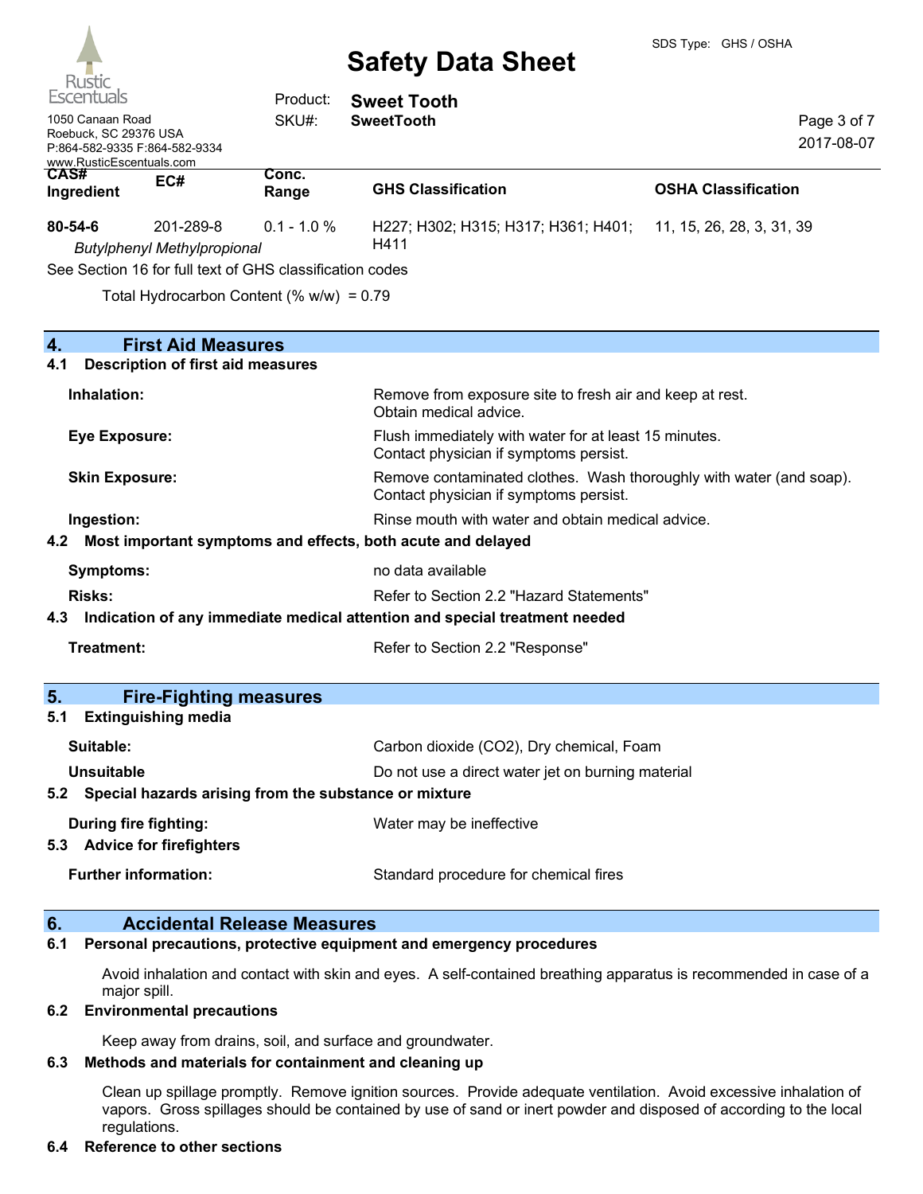| CAS# Ingredient | EC# | Conc. Range | GHS Classification | OSHA Classification |
|---|---|---|---|---|
| 80-54-6 *Butylphenyl Methylpropional* | 201-289-8 | 0.1 - 1.0 % | H227; H302; H315; H317; H361; H401; H411 | 11, 15, 26, 28, 3, 31, 39 |

See Section 16 for full text of GHS classification codes

Total Hydrocarbon Content (% w/w) = 0.79

## 4. First Aid Measures

### 4.1 Description of first aid measures

**Inhalation:** Remove from exposure site to fresh air and keep at rest. Obtain medical advice.

**Eye Exposure:** Flush immediately with water for at least 15 minutes. Contact physician if symptoms persist.

**Skin Exposure:** Remove contaminated clothes. Wash thoroughly with water (and soap). Contact physician if symptoms persist.

**Ingestion:** Rinse mouth with water and obtain medical advice.

### 4.2 Most important symptoms and effects, both acute and delayed

**Symptoms:** no data available

**Risks:** Refer to Section 2.2 "Hazard Statements"

### 4.3 Indication of any immediate medical attention and special treatment needed

**Treatment:** Refer to Section 2.2 "Response"

## 5. Fire-Fighting measures

### 5.1 Extinguishing media

**Suitable:** Carbon dioxide ($CO_2$), Dry chemical, Foam

**Unsuitable** Do not use a direct water jet on burning material

### 5.2 Special hazards arising from the substance or mixture

**During fire fighting:** Water may be ineffective

### 5.3 Advice for firefighters

**Further information:** Standard procedure for chemical fires

## 6. Accidental Release Measures

### 6.1 Personal precautions, protective equipment and emergency procedures

Avoid inhalation and contact with skin and eyes. A self-contained breathing apparatus is recommended in case of a major spill.

### 6.2 Environmental precautions

Keep away from drains, soil, and surface and groundwater.

### 6.3 Methods and materials for containment and cleaning up

Clean up spillage promptly. Remove ignition sources. Provide adequate ventilation. Avoid excessive inhalation of vapors. Gross spillages should be contained by use of sand or inert powder and disposed of according to the local regulations.

### 6.4 Reference to other sections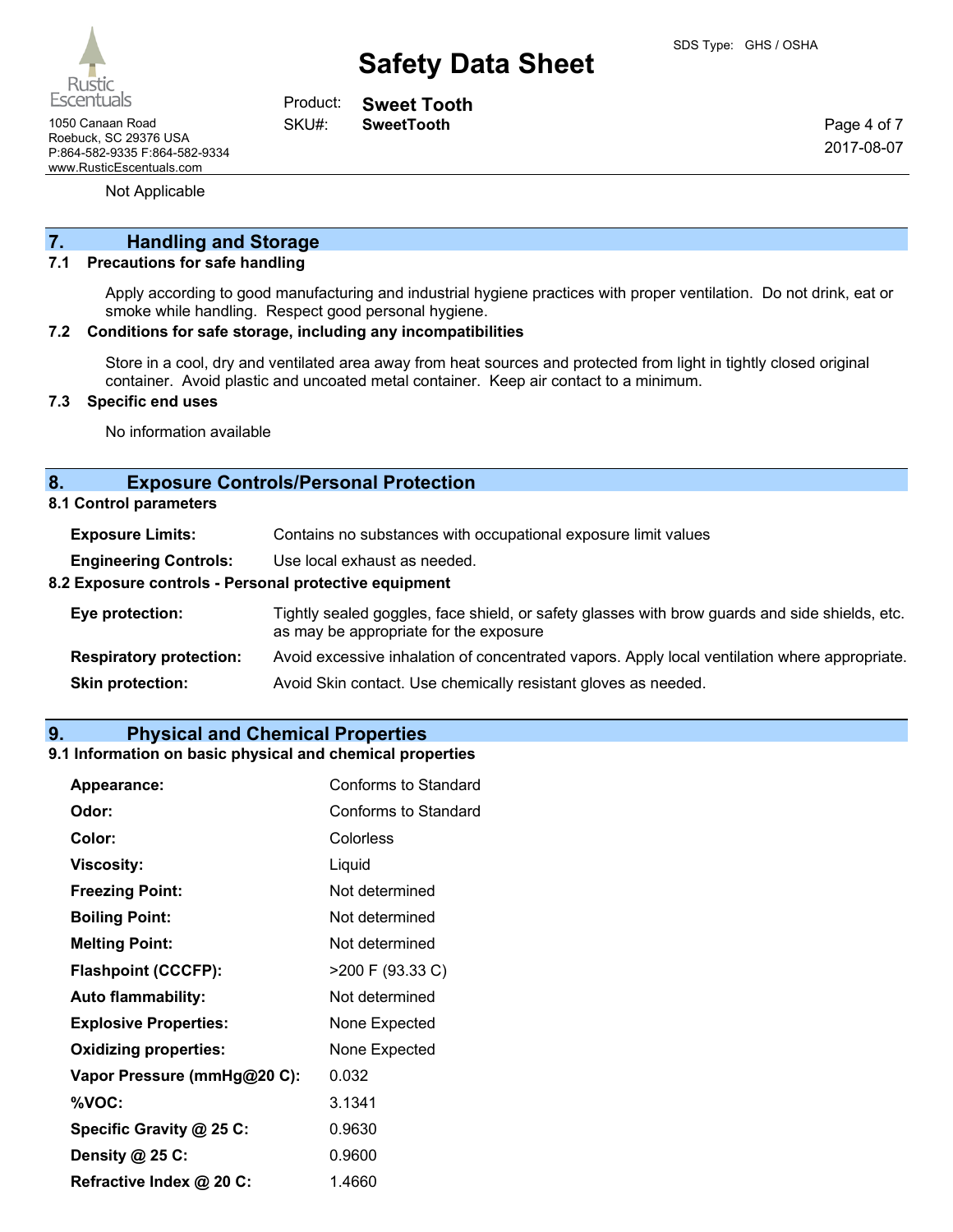Not Applicable

## 7. Handling and Storage

### 7.1 Precautions for safe handling

Apply according to good manufacturing and industrial hygiene practices with proper ventilation. Do not drink, eat or smoke while handling. Respect good personal hygiene.

### 7.2 Conditions for safe storage, including any incompatibilities

Store in a cool, dry and ventilated area away from heat sources and protected from light in tightly closed original container. Avoid plastic and uncoated metal container. Keep air contact to a minimum.

### 7.3 Specific end uses

No information available

## 8. Exposure Controls/Personal Protection

### 8.1 Control parameters

| | |
|---|---|
| **Exposure Limits:** | Contains no substances with occupational exposure limit values |
| **Engineering Controls:** | Use local exhaust as needed. |

### 8.2 Exposure controls - Personal protective equipment

| | |
|---|---|
| **Eye protection:** | Tightly sealed goggles, face shield, or safety glasses with brow guards and side shields, etc. as may be appropriate for the exposure |
| **Respiratory protection:** | Avoid excessive inhalation of concentrated vapors. Apply local ventilation where appropriate. |
| **Skin protection:** | Avoid Skin contact. Use chemically resistant gloves as needed. |

## 9. Physical and Chemical Properties

### 9.1 Information on basic physical and chemical properties

| | |
|---|---|
| **Appearance:** | Conforms to Standard |
| **Odor:** | Conforms to Standard |
| **Color:** | Colorless |
| **Viscosity:** | Liquid |
| **Freezing Point:** | Not determined |
| **Boiling Point:** | Not determined |
| **Melting Point:** | Not determined |
| **Flashpoint (CCCFP):** | >200 F (93.33 C) |
| **Auto flammability:** | Not determined |
| **Explosive Properties:** | None Expected |
| **Oxidizing properties:** | None Expected |
| **Vapor Pressure (mmHg@20 C):** | 0.032 |
| **%VOC:** | 3.1341 |
| **Specific Gravity @ 25 C:** | 0.9630 |
| **Density @ 25 C:** | 0.9600 |
| **Refractive Index @ 20 C:** | 1.4660 |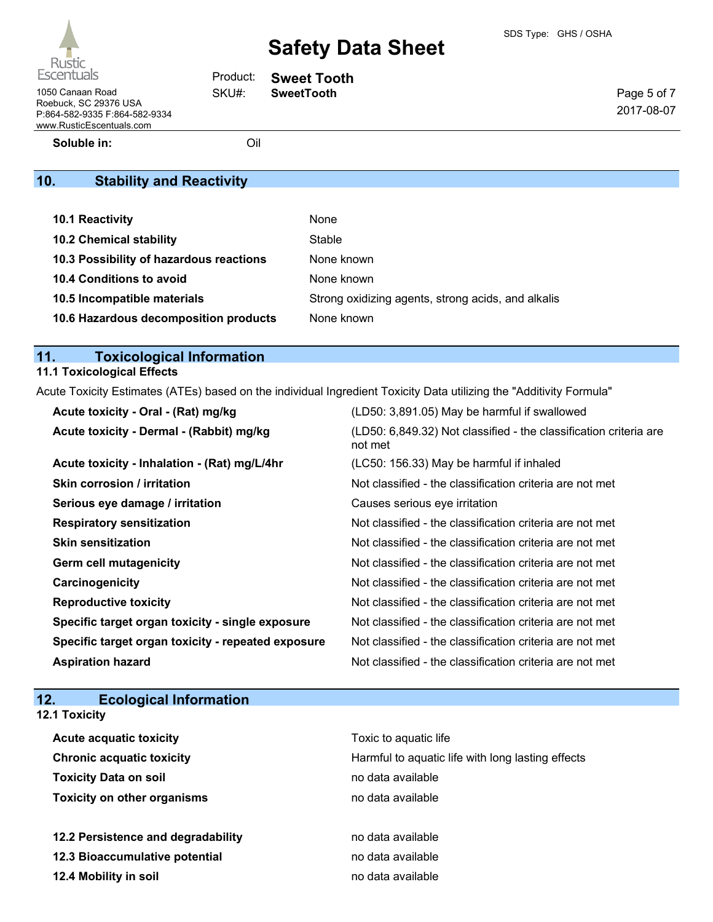| | |
|---|---|
| **Soluble in:** | Oil |

## 10. Stability and Reactivity

| | |
|---|---|
| **10.1 Reactivity** | None |
| **10.2 Chemical stability** | Stable |
| **10.3 Possibility of hazardous reactions** | None known |
| **10.4 Conditions to avoid** | None known |
| **10.5 Incompatible materials** | Strong oxidizing agents, strong acids, and alkalis |
| **10.6 Hazardous decomposition products** | None known |

## 11. Toxicological Information

### 11.1 Toxicological Effects

Acute Toxicity Estimates (ATEs) based on the individual Ingredient Toxicity Data utilizing the "Additivity Formula"

| | |
|---|---|
| **Acute toxicity - Oral - (Rat) mg/kg** | (LD50: 3,891.05) May be harmful if swallowed |
| **Acute toxicity - Dermal - (Rabbit) mg/kg** | (LD50: 6,849.32) Not classified - the classification criteria are not met |
| **Acute toxicity - Inhalation - (Rat) mg/L/4hr** | (LC50: 156.33) May be harmful if inhaled |
| **Skin corrosion / irritation** | Not classified - the classification criteria are not met |
| **Serious eye damage / irritation** | Causes serious eye irritation |
| **Respiratory sensitization** | Not classified - the classification criteria are not met |
| **Skin sensitization** | Not classified - the classification criteria are not met |
| **Germ cell mutagenicity** | Not classified - the classification criteria are not met |
| **Carcinogenicity** | Not classified - the classification criteria are not met |
| **Reproductive toxicity** | Not classified - the classification criteria are not met |
| **Specific target organ toxicity - single exposure** | Not classified - the classification criteria are not met |
| **Specific target organ toxicity - repeated exposure** | Not classified - the classification criteria are not met |
| **Aspiration hazard** | Not classified - the classification criteria are not met |

## 12. Ecological Information

### 12.1 Toxicity

| | |
|---|---|
| **Acute acquatic toxicity** | Toxic to aquatic life |
| **Chronic acquatic toxicity** | Harmful to aquatic life with long lasting effects |
| **Toxicity Data on soil** | no data available |
| **Toxicity on other organisms** | no data available |

| | |
|---|---|
| **12.2 Persistence and degradability** | no data available |
| **12.3 Bioaccumulative potential** | no data available |
| **12.4 Mobility in soil** | no data available |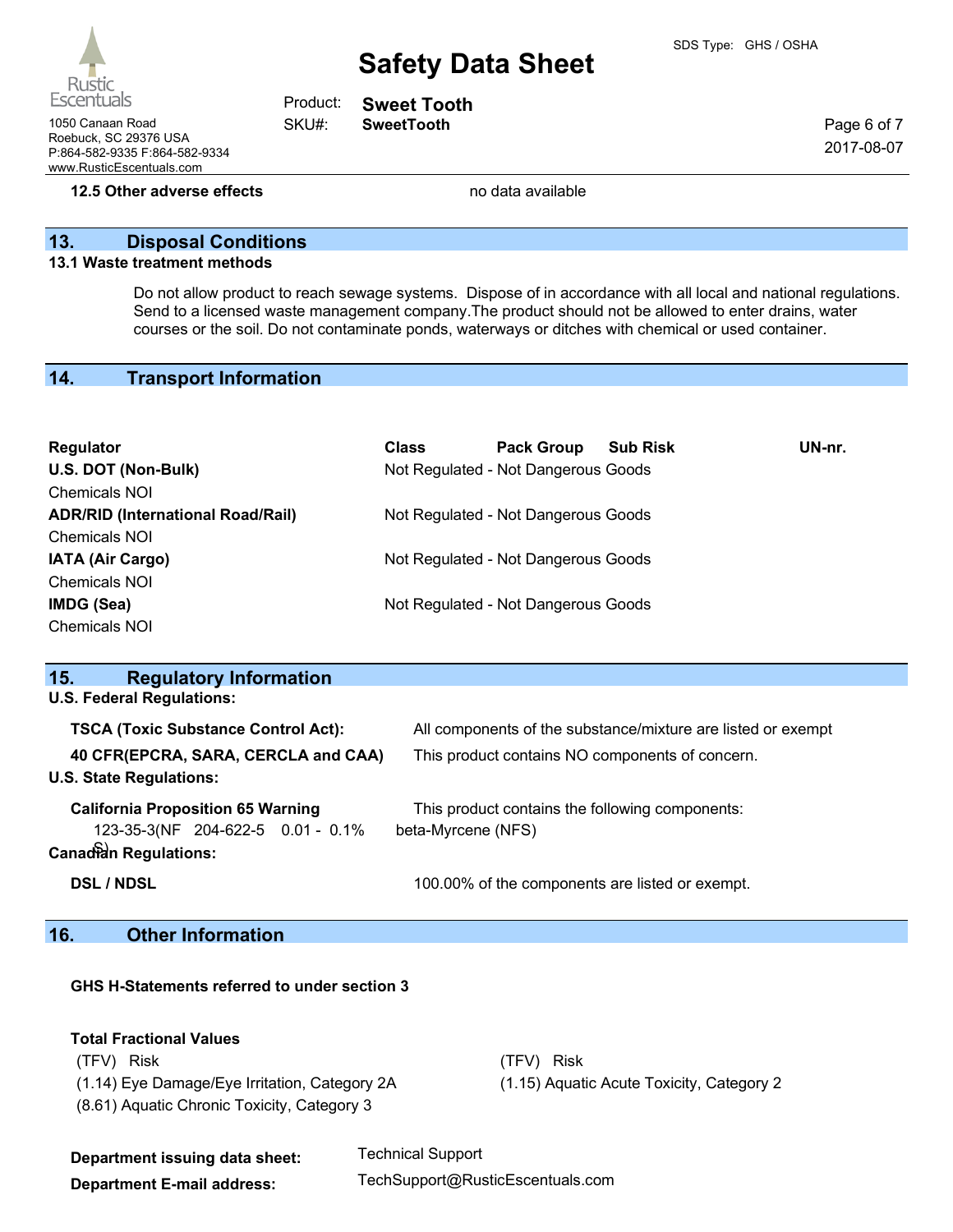**12.5 Other adverse effects** no data available

## 13. Disposal Conditions

**13.1 Waste treatment methods**

Do not allow product to reach sewage systems. Dispose of in accordance with all local and national regulations. Send to a licensed waste management company.The product should not be allowed to enter drains, water courses or the soil. Do not contaminate ponds, waterways or ditches with chemical or used container.

## 14. Transport Information

| Regulator | Class | Pack Group | Sub Risk | UN-nr. |
|---|---|---|---|---|
| **U.S. DOT (Non-Bulk)** Chemicals NOI | Not Regulated - Not Dangerous Goods | | | |
| **ADR/RID (International Road/Rail)** Chemicals NOI | Not Regulated - Not Dangerous Goods | | | |
| **IATA (Air Cargo)** Chemicals NOI | Not Regulated - Not Dangerous Goods | | | |
| **IMDG (Sea)** Chemicals NOI | Not Regulated - Not Dangerous Goods | | | |

## 15. Regulatory Information

**U.S. Federal Regulations:**

**TSCA (Toxic Substance Control Act):** All components of the substance/mixture are listed or exempt

**40 CFR(EPCRA, SARA, CERCLA and CAA)** This product contains NO components of concern.

**U.S. State Regulations:**

**California Proposition 65 Warning** This product contains the following components:

123-35-3(NFS) 204-622-5 0.01 - 0.1% beta-Myrcene (NFS)

**Canadian Regulations:**

**DSL / NDSL** 100.00% of the components are listed or exempt.

## 16. Other Information

**GHS H-Statements referred to under section 3**

**Total Fractional Values**

| (TFV) Risk | (TFV) Risk |
|---|---|
| (1.14) Eye Damage/Eye Irritation, Category 2A | (1.15) Aquatic Acute Toxicity, Category 2 |
| (8.61) Aquatic Chronic Toxicity, Category 3 | |

**Department issuing data sheet:** Technical Support

**Department E-mail address:** TechSupport@RusticEscentuals.com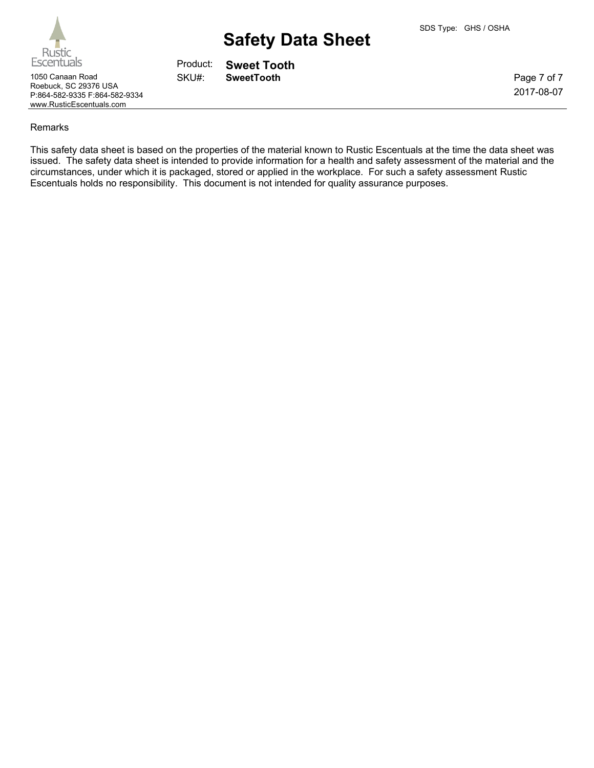## Remarks

This safety data sheet is based on the properties of the material known to Rustic Escentuals at the time the data sheet was issued. The safety data sheet is intended to provide information for a health and safety assessment of the material and the circumstances, under which it is packaged, stored or applied in the workplace. For such a safety assessment Rustic Escentuals holds no responsibility. This document is not intended for quality assurance purposes.